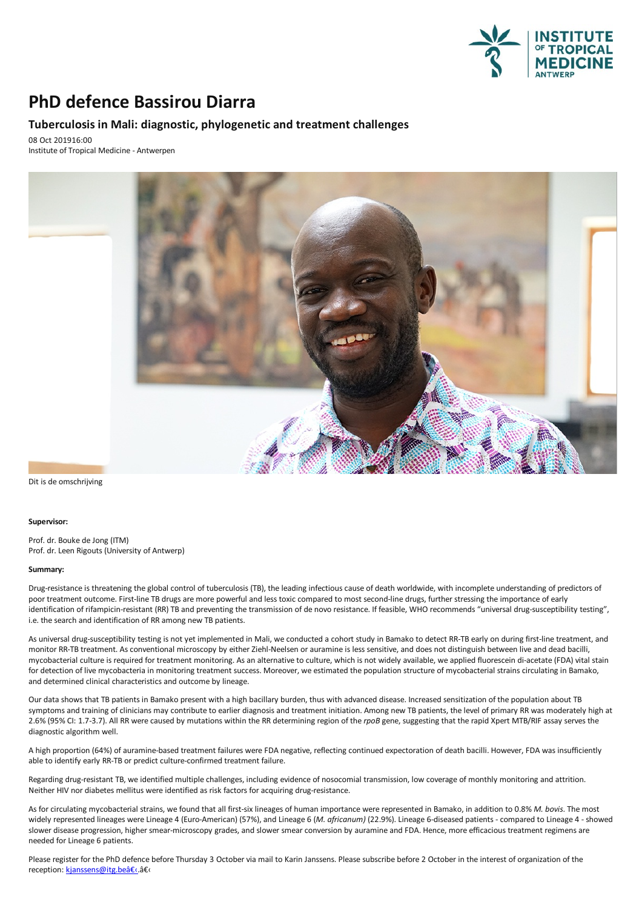# PhD defence Bassirou Diarra

## Tuberculosis in Mali: diagnostic, phylogenetic and treatment challenges

08 Oct 201916:00
Institute of Tropical Medicine - Antwerpen

Dit is de omschrijving

**Supervisor:**

Prof. dr. Bouke de Jong (ITM)
Prof. dr. Leen Rigouts (University of Antwerp)

**Summary:**

Drug-resistance is threatening the global control of tuberculosis (TB), the leading infectious cause of death worldwide, with incomplete understanding of predictors of poor treatment outcome. First-line TB drugs are more powerful and less toxic compared to most second-line drugs, further stressing the importance of early identification of rifampicin-resistant (RR) TB and preventing the transmission of de novo resistance. If feasible, WHO recommends "universal drug-susceptibility testing", i.e. the search and identification of RR among new TB patients.

As universal drug-susceptibility testing is not yet implemented in Mali, we conducted a cohort study in Bamako to detect RR-TB early on during first-line treatment, and monitor RR-TB treatment. As conventional microscopy by either Ziehl-Neelsen or auramine is less sensitive, and does not distinguish between live and dead bacilli, mycobacterial culture is required for treatment monitoring. As an alternative to culture, which is not widely available, we applied fluorescein di-acetate (FDA) vital stain for detection of live mycobacteria in monitoring treatment success. Moreover, we estimated the population structure of mycobacterial strains circulating in Bamako, and determined clinical characteristics and outcome by lineage.

Our data shows that TB patients in Bamako present with a high bacillary burden, thus with advanced disease. Increased sensitization of the population about TB symptoms and training of clinicians may contribute to earlier diagnosis and treatment initiation. Among new TB patients, the level of primary RR was moderately high at 2.6% (95% CI: 1.7-3.7). All RR were caused by mutations within the RR determining region of the *rpoB* gene, suggesting that the rapid Xpert MTB/RIF assay serves the diagnostic algorithm well.

A high proportion (64%) of auramine-based treatment failures were FDA negative, reflecting continued expectoration of death bacilli. However, FDA was insufficiently able to identify early RR-TB or predict culture-confirmed treatment failure.

Regarding drug-resistant TB, we identified multiple challenges, including evidence of nosocomial transmission, low coverage of monthly monitoring and attrition. Neither HIV nor diabetes mellitus were identified as risk factors for acquiring drug-resistance.

As for circulating mycobacterial strains, we found that all first-six lineages of human importance were represented in Bamako, in addition to 0.8% *M. bovis*. The most widely represented lineages were Lineage 4 (Euro-American) (57%), and Lineage 6 (*M. africanum)* (22.9%). Lineage 6-diseased patients - compared to Lineage 4 - showed slower disease progression, higher smear-microscopy grades, and slower smear conversion by auramine and FDA. Hence, more efficacious treatment regimens are needed for Lineage 6 patients.

Please register for the PhD defence before Thursday 3 October via mail to Karin Janssens. Please subscribe before 2 October in the interest of organization of the reception: kjanssens@itg.beâ€‹.â€‹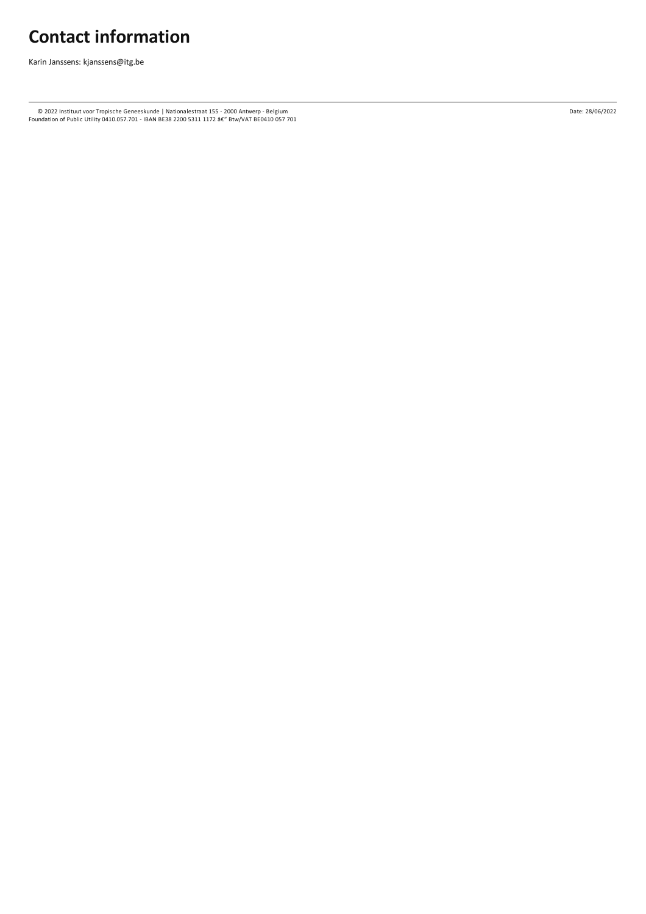# Contact information

Karin Janssens: kjanssens@itg.be